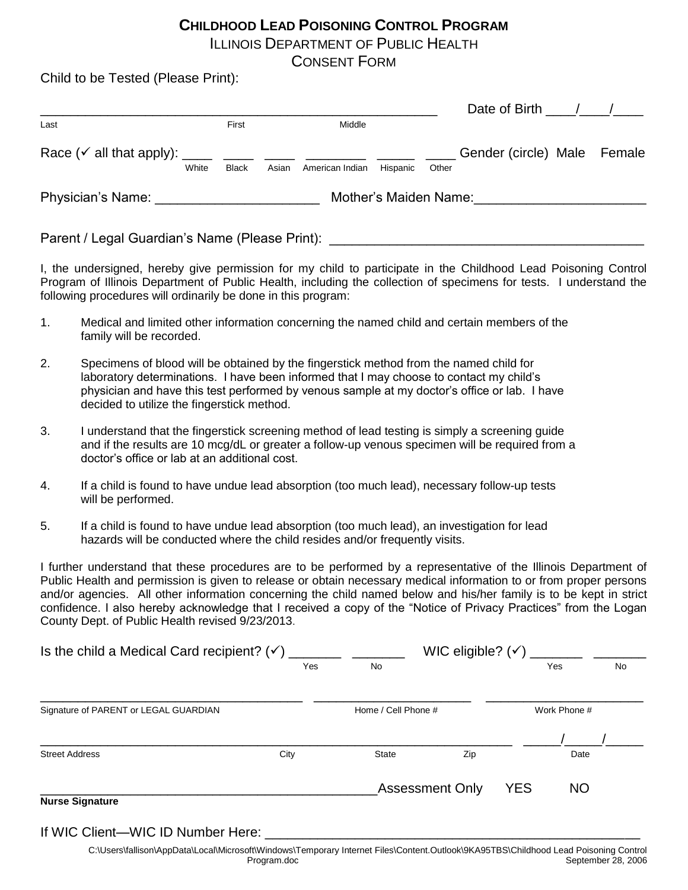# CHILDHOOD LEAD POISONING CONTROL PROGRAM

## ILLINOIS DEPARTMENT OF PUBLIC HEALTH

## CONSENT FORM

Child to be Tested (Please Print):

_______________________________________________________ Date of Birth ____/____/____

Last First Middle

Race (✓ all that apply): ____ White ____ Black ____ Asian ________ American Indian _____ Hispanic ____ Other Gender (circle) Male Female

Physician's Name: ______________________ Mother's Maiden Name:_______________________

Parent / Legal Guardian's Name (Please Print): ___________________________________________

I, the undersigned, hereby give permission for my child to participate in the Childhood Lead Poisoning Control Program of Illinois Department of Public Health, including the collection of specimens for tests. I understand the following procedures will ordinarily be done in this program:

1. Medical and limited other information concerning the named child and certain members of the family will be recorded.

2. Specimens of blood will be obtained by the fingerstick method from the named child for laboratory determinations. I have been informed that I may choose to contact my child's physician and have this test performed by venous sample at my doctor's office or lab. I have decided to utilize the fingerstick method.

3. I understand that the fingerstick screening method of lead testing is simply a screening guide and if the results are 10 mcg/dL or greater a follow-up venous specimen will be required from a doctor's office or lab at an additional cost.

4. If a child is found to have undue lead absorption (too much lead), necessary follow-up tests will be performed.

5. If a child is found to have undue lead absorption (too much lead), an investigation for lead hazards will be conducted where the child resides and/or frequently visits.

I further understand that these procedures are to be performed by a representative of the Illinois Department of Public Health and permission is given to release or obtain necessary medical information to or from proper persons and/or agencies. All other information concerning the child named below and his/her family is to be kept in strict confidence. I also hereby acknowledge that I received a copy of the "Notice of Privacy Practices" from the Logan County Dept. of Public Health revised 9/23/2013.

Is the child a Medical Card recipient? (✓) _______ Yes _______ No WIC eligible? (✓) _______ Yes _______ No

_____________________________________ _____________________ _____________________

Signature of PARENT or LEGAL GUARDIAN Home / Cell Phone # Work Phone #

_________________________________________________________________ _____/_____/_____

Street Address City State Zip Date

_____________________________________________ Assessment Only YES NO

**Nurse Signature**

If WIC Client—WIC ID Number Here: ______________________________________________

C:\Users\fallison\AppData\Local\Microsoft\Windows\Temporary Internet Files\Content.Outlook\9KA95TBS\Childhood Lead Poisoning Control Program.doc September 28, 2006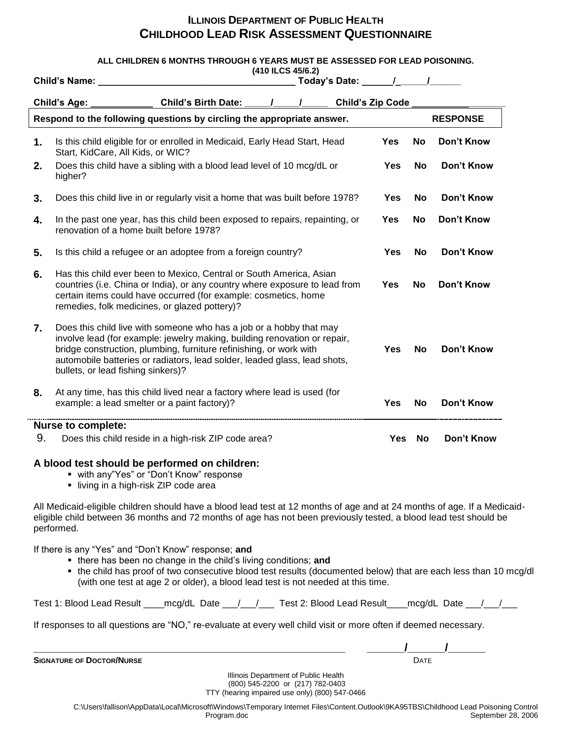# Illinois Department of Public Health
# Childhood Lead Risk Assessment Questionnaire

**ALL CHILDREN 6 MONTHS THROUGH 6 YEARS MUST BE ASSESSED FOR LEAD POISONING.**
**(410 ILCS 45/6.2)**

**Child's Name:** ______________________________________ **Today's Date:** ______/______/______

**Child's Age:** ____________ **Child's Birth Date:** _____/_____/_____ **Child's Zip Code** ___________

| | Respond to the following questions by circling the appropriate answer. | RESPONSE | | |
|---|---|---|---|---|
| **1.** | Is this child eligible for or enrolled in Medicaid, Early Head Start, Head Start, KidCare, All Kids, or WIC? | **Yes** | **No** | **Don't Know** |
| **2.** | Does this child have a sibling with a blood lead level of 10 mcg/dL or higher? | **Yes** | **No** | **Don't Know** |
| **3.** | Does this child live in or regularly visit a home that was built before 1978? | **Yes** | **No** | **Don't Know** |
| **4.** | In the past one year, has this child been exposed to repairs, repainting, or renovation of a home built before 1978? | **Yes** | **No** | **Don't Know** |
| **5.** | Is this child a refugee or an adoptee from a foreign country? | **Yes** | **No** | **Don't Know** |
| **6.** | Has this child ever been to Mexico, Central or South America, Asian countries (i.e. China or India), or any country where exposure to lead from certain items could have occurred (for example: cosmetics, home remedies, folk medicines, or glazed pottery)? | **Yes** | **No** | **Don't Know** |
| **7.** | Does this child live with someone who has a job or a hobby that may involve lead (for example: jewelry making, building renovation or repair, bridge construction, plumbing, furniture refinishing, or work with automobile batteries or radiators, lead solder, leaded glass, lead shots, bullets, or lead fishing sinkers)? | **Yes** | **No** | **Don't Know** |
| **8.** | At any time, has this child lived near a factory where lead is used (for example: a lead smelter or a paint factory)? | **Yes** | **No** | **Don't Know** |

**Nurse to complete:**

| | | | | |
|---|---|---|---|---|
| 9. | Does this child reside in a high-risk ZIP code area? | **Yes** | **No** | **Don't Know** |

### A blood test should be performed on children:

- with any"Yes" or "Don't Know" response
- living in a high-risk ZIP code area

All Medicaid-eligible children should have a blood lead test at 12 months of age and at 24 months of age. If a Medicaid-eligible child between 36 months and 72 months of age has not been previously tested, a blood lead test should be performed.

If there is any "Yes" and "Don't Know" response; **and**

- there has been no change in the child's living conditions; **and**
- the child has proof of two consecutive blood test results (documented below) that are each less than 10 mcg/dl (with one test at age 2 or older), a blood lead test is not needed at this time.

Test 1: Blood Lead Result ____mcg/dL Date ___/___/___ Test 2: Blood Lead Result____mcg/dL Date ___/___/___

If responses to all questions are "NO," re-evaluate at every well child visit or more often if deemed necessary.

_____________________________________________ _______/_______/_______

**Signature of Doctor/Nurse** Date

Illinois Department of Public Health
(800) 545-2200 or (217) 782-0403
TTY (hearing impaired use only) (800) 547-0466

C:\Users\fallison\AppData\Local\Microsoft\Windows\Temporary Internet Files\Content.Outlook\9KA95TBS\Childhood Lead Poisoning Control Program.doc
September 28, 2006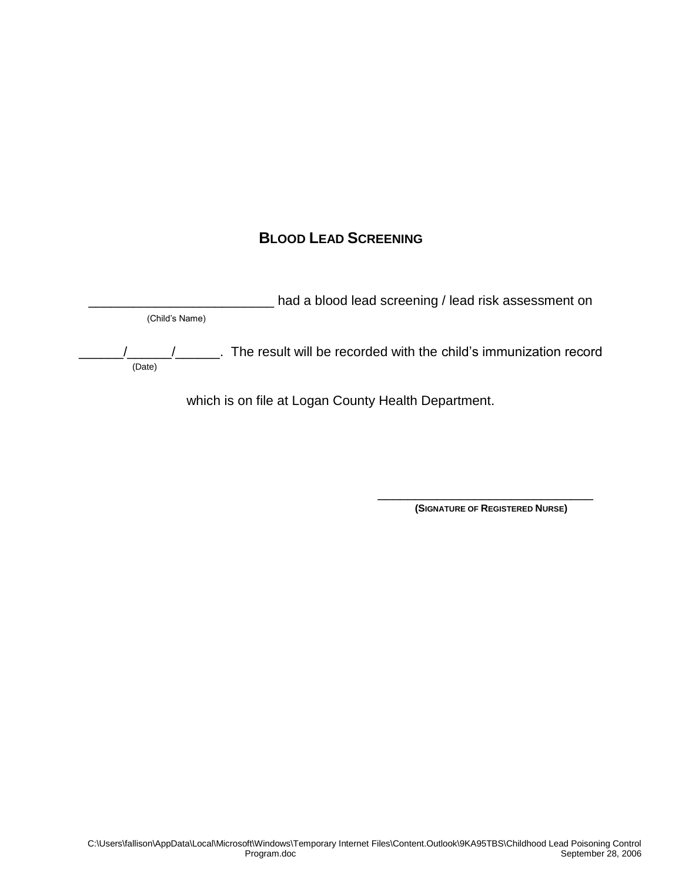# BLOOD LEAD SCREENING

_________________________ had a blood lead screening / lead risk assessment on
(Child's Name)

______/______/______.  The result will be recorded with the child's immunization record
(Date)

which is on file at Logan County Health Department.

_______________________________
**(SIGNATURE OF REGISTERED NURSE)**

C:\Users\fallison\AppData\Local\Microsoft\Windows\Temporary Internet Files\Content.Outlook\9KA95TBS\Childhood Lead Poisoning Control Program.doc
September 28, 2006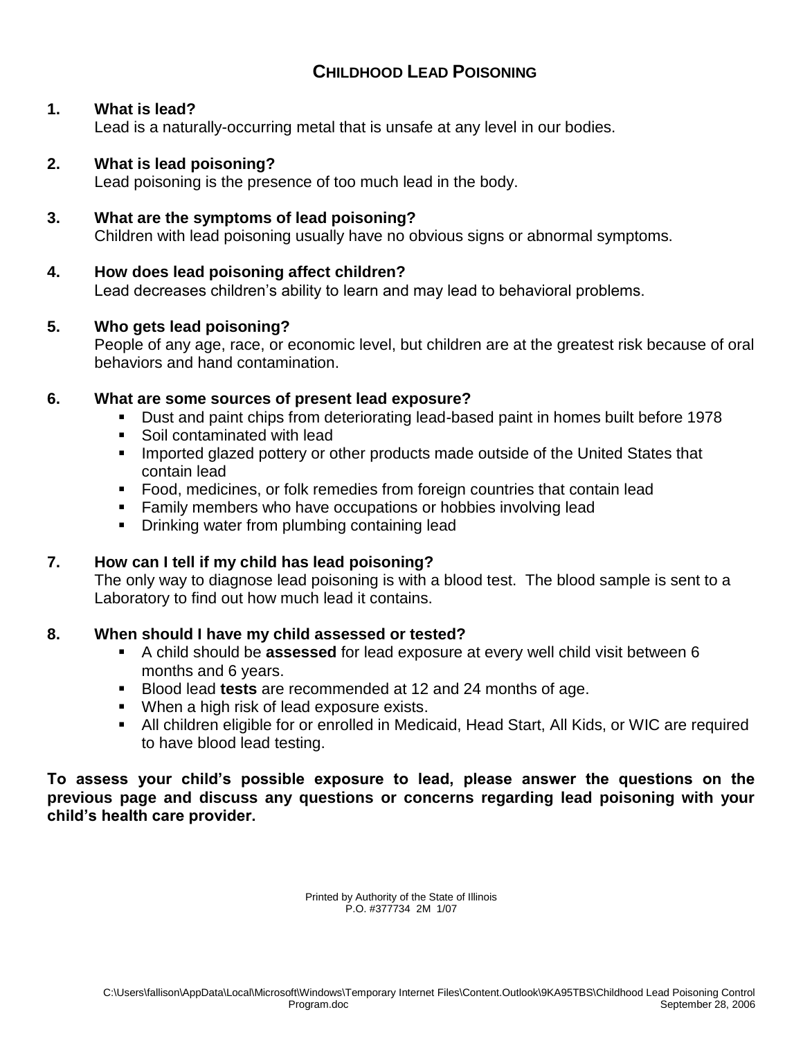# CHILDHOOD LEAD POISONING

**1. What is lead?**

Lead is a naturally-occurring metal that is unsafe at any level in our bodies.

**2. What is lead poisoning?**

Lead poisoning is the presence of too much lead in the body.

**3. What are the symptoms of lead poisoning?**

Children with lead poisoning usually have no obvious signs or abnormal symptoms.

**4. How does lead poisoning affect children?**

Lead decreases children's ability to learn and may lead to behavioral problems.

**5. Who gets lead poisoning?**

People of any age, race, or economic level, but children are at the greatest risk because of oral behaviors and hand contamination.

**6. What are some sources of present lead exposure?**

- Dust and paint chips from deteriorating lead-based paint in homes built before 1978
- Soil contaminated with lead
- Imported glazed pottery or other products made outside of the United States that contain lead
- Food, medicines, or folk remedies from foreign countries that contain lead
- Family members who have occupations or hobbies involving lead
- Drinking water from plumbing containing lead

**7. How can I tell if my child has lead poisoning?**

The only way to diagnose lead poisoning is with a blood test. The blood sample is sent to a Laboratory to find out how much lead it contains.

**8. When should I have my child assessed or tested?**

- A child should be **assessed** for lead exposure at every well child visit between 6 months and 6 years.
- Blood lead **tests** are recommended at 12 and 24 months of age.
- When a high risk of lead exposure exists.
- All children eligible for or enrolled in Medicaid, Head Start, All Kids, or WIC are required to have blood lead testing.

**To assess your child's possible exposure to lead, please answer the questions on the previous page and discuss any questions or concerns regarding lead poisoning with your child's health care provider.**

Printed by Authority of the State of Illinois
P.O. #377734 2M 1/07

C:\Users\fallison\AppData\Local\Microsoft\Windows\Temporary Internet Files\Content.Outlook\9KA95TBS\Childhood Lead Poisoning Control Program.doc
September 28, 2006